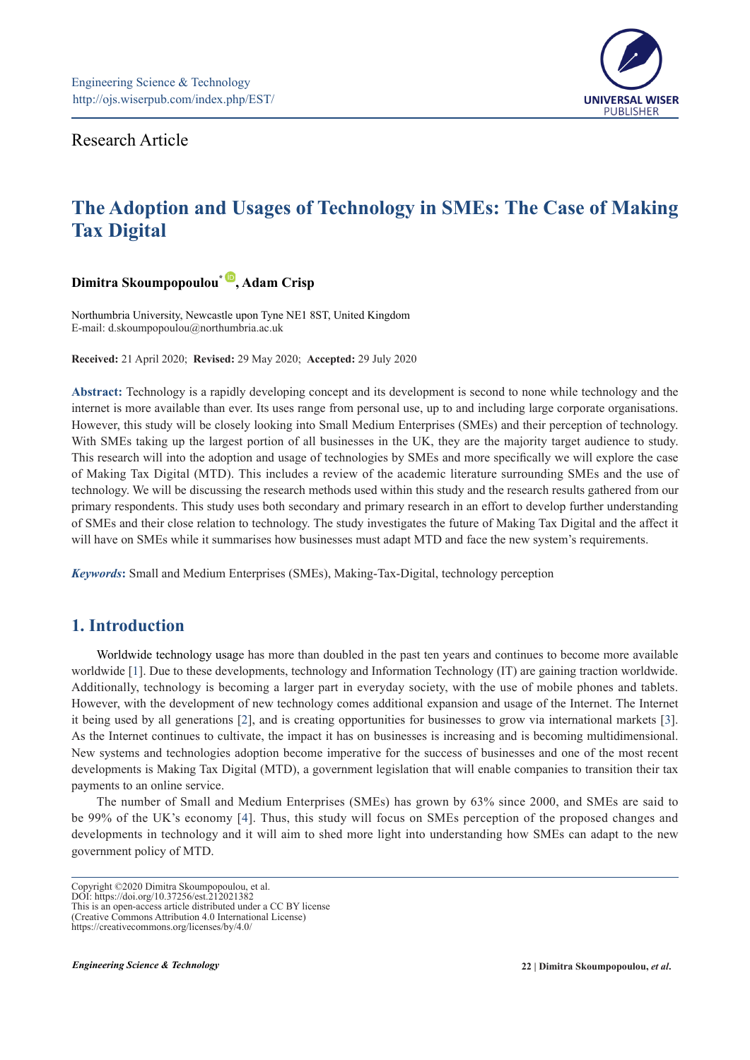Research Article

# The Adoption and Usages of Technology in SMEs: The Case of Making Tax Digital

**Dimitra Skoumpopoulou*, Adam Crisp**

Northumbria University, Newcastle upon Tyne NE1 8ST, United Kingdom
E-mail: d.skoumpopoulou@northumbria.ac.uk

**Received:** 21 April 2020; **Revised:** 29 May 2020; **Accepted:** 29 July 2020

**Abstract:** Technology is a rapidly developing concept and its development is second to none while technology and the internet is more available than ever. Its uses range from personal use, up to and including large corporate organisations. However, this study will be closely looking into Small Medium Enterprises (SMEs) and their perception of technology. With SMEs taking up the largest portion of all businesses in the UK, they are the majority target audience to study. This research will into the adoption and usage of technologies by SMEs and more specifically we will explore the case of Making Tax Digital (MTD). This includes a review of the academic literature surrounding SMEs and the use of technology. We will be discussing the research methods used within this study and the research results gathered from our primary respondents. This study uses both secondary and primary research in an effort to develop further understanding of SMEs and their close relation to technology. The study investigates the future of Making Tax Digital and the affect it will have on SMEs while it summarises how businesses must adapt MTD and face the new system's requirements.

***Keywords*:** Small and Medium Enterprises (SMEs), Making-Tax-Digital, technology perception

## 1. Introduction

Worldwide technology usage has more than doubled in the past ten years and continues to become more available worldwide [1]. Due to these developments, technology and Information Technology (IT) are gaining traction worldwide. Additionally, technology is becoming a larger part in everyday society, with the use of mobile phones and tablets. However, with the development of new technology comes additional expansion and usage of the Internet. The Internet it being used by all generations [2], and is creating opportunities for businesses to grow via international markets [3]. As the Internet continues to cultivate, the impact it has on businesses is increasing and is becoming multidimensional. New systems and technologies adoption become imperative for the success of businesses and one of the most recent developments is Making Tax Digital (MTD), a government legislation that will enable companies to transition their tax payments to an online service.

The number of Small and Medium Enterprises (SMEs) has grown by 63% since 2000, and SMEs are said to be 99% of the UK's economy [4]. Thus, this study will focus on SMEs perception of the proposed changes and developments in technology and it will aim to shed more light into understanding how SMEs can adapt to the new government policy of MTD.

Copyright ©2020 Dimitra Skoumpopoulou, et al.
DOI: https://doi.org/10.37256/est.212021382
This is an open-access article distributed under a CC BY license
(Creative Commons Attribution 4.0 International License)
https://creativecommons.org/licenses/by/4.0/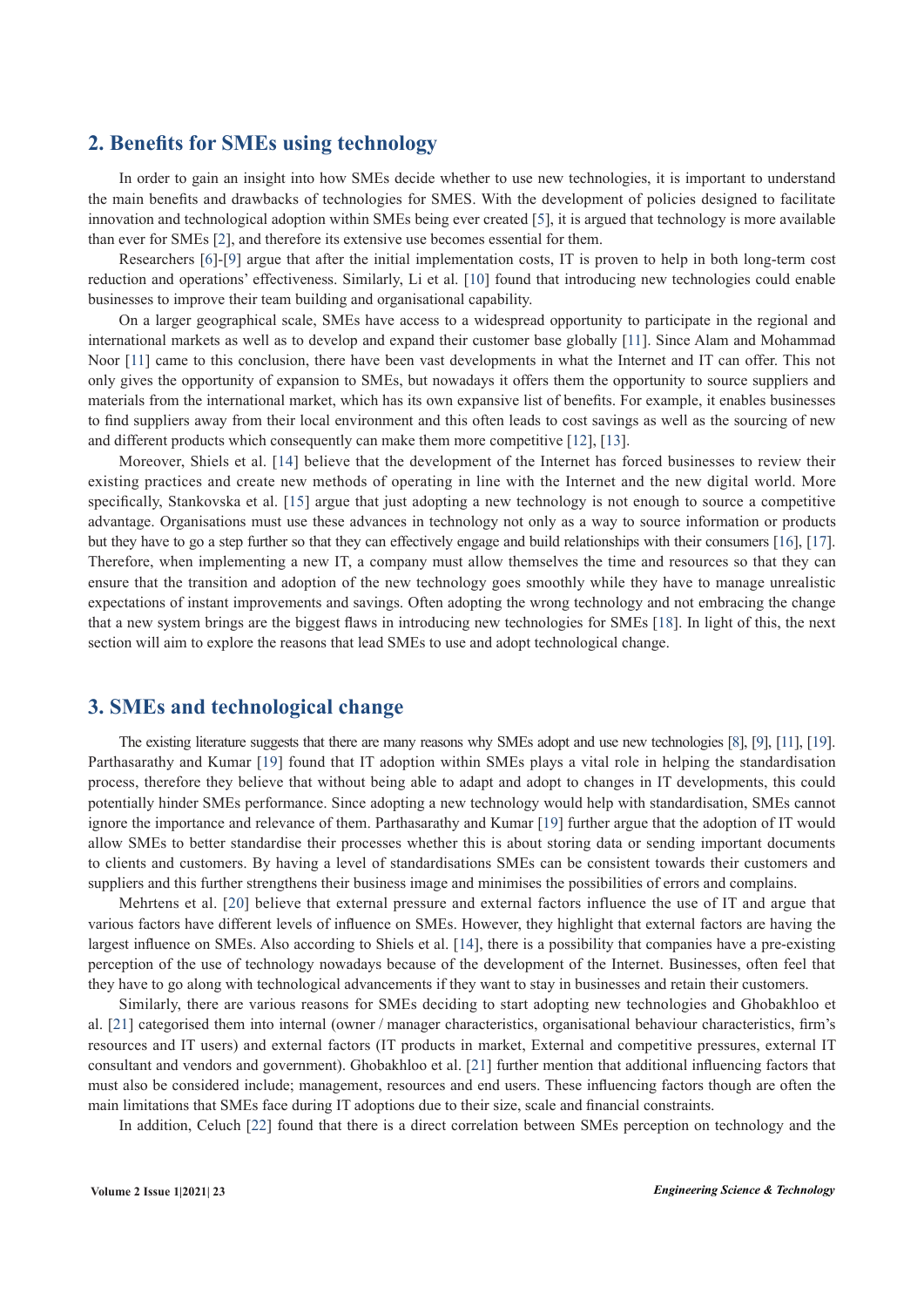## 2. Benefits for SMEs using technology

In order to gain an insight into how SMEs decide whether to use new technologies, it is important to understand the main benefits and drawbacks of technologies for SMES. With the development of policies designed to facilitate innovation and technological adoption within SMEs being ever created [5], it is argued that technology is more available than ever for SMEs [2], and therefore its extensive use becomes essential for them.

Researchers [6]-[9] argue that after the initial implementation costs, IT is proven to help in both long-term cost reduction and operations' effectiveness. Similarly, Li et al. [10] found that introducing new technologies could enable businesses to improve their team building and organisational capability.

On a larger geographical scale, SMEs have access to a widespread opportunity to participate in the regional and international markets as well as to develop and expand their customer base globally [11]. Since Alam and Mohammad Noor [11] came to this conclusion, there have been vast developments in what the Internet and IT can offer. This not only gives the opportunity of expansion to SMEs, but nowadays it offers them the opportunity to source suppliers and materials from the international market, which has its own expansive list of benefits. For example, it enables businesses to find suppliers away from their local environment and this often leads to cost savings as well as the sourcing of new and different products which consequently can make them more competitive [12], [13].

Moreover, Shiels et al. [14] believe that the development of the Internet has forced businesses to review their existing practices and create new methods of operating in line with the Internet and the new digital world. More specifically, Stankovska et al. [15] argue that just adopting a new technology is not enough to source a competitive advantage. Organisations must use these advances in technology not only as a way to source information or products but they have to go a step further so that they can effectively engage and build relationships with their consumers [16], [17]. Therefore, when implementing a new IT, a company must allow themselves the time and resources so that they can ensure that the transition and adoption of the new technology goes smoothly while they have to manage unrealistic expectations of instant improvements and savings. Often adopting the wrong technology and not embracing the change that a new system brings are the biggest flaws in introducing new technologies for SMEs [18]. In light of this, the next section will aim to explore the reasons that lead SMEs to use and adopt technological change.

## 3. SMEs and technological change

The existing literature suggests that there are many reasons why SMEs adopt and use new technologies [8], [9], [11], [19]. Parthasarathy and Kumar [19] found that IT adoption within SMEs plays a vital role in helping the standardisation process, therefore they believe that without being able to adapt and adopt to changes in IT developments, this could potentially hinder SMEs performance. Since adopting a new technology would help with standardisation, SMEs cannot ignore the importance and relevance of them. Parthasarathy and Kumar [19] further argue that the adoption of IT would allow SMEs to better standardise their processes whether this is about storing data or sending important documents to clients and customers. By having a level of standardisations SMEs can be consistent towards their customers and suppliers and this further strengthens their business image and minimises the possibilities of errors and complains.

Mehrtens et al. [20] believe that external pressure and external factors influence the use of IT and argue that various factors have different levels of influence on SMEs. However, they highlight that external factors are having the largest influence on SMEs. Also according to Shiels et al. [14], there is a possibility that companies have a pre-existing perception of the use of technology nowadays because of the development of the Internet. Businesses, often feel that they have to go along with technological advancements if they want to stay in businesses and retain their customers.

Similarly, there are various reasons for SMEs deciding to start adopting new technologies and Ghobakhloo et al. [21] categorised them into internal (owner / manager characteristics, organisational behaviour characteristics, firm's resources and IT users) and external factors (IT products in market, External and competitive pressures, external IT consultant and vendors and government). Ghobakhloo et al. [21] further mention that additional influencing factors that must also be considered include; management, resources and end users. These influencing factors though are often the main limitations that SMEs face during IT adoptions due to their size, scale and financial constraints.

In addition, Celuch [22] found that there is a direct correlation between SMEs perception on technology and the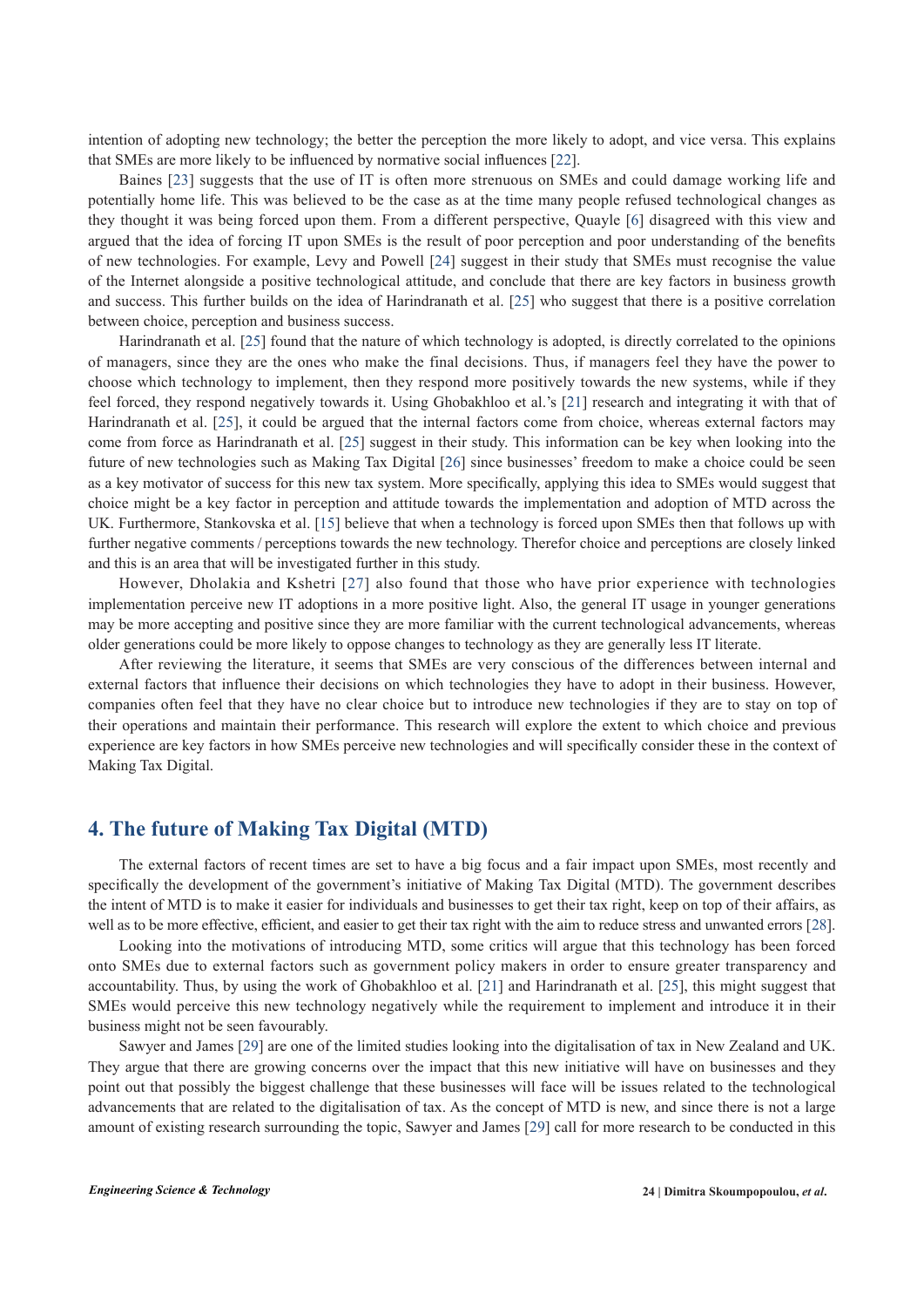intention of adopting new technology; the better the perception the more likely to adopt, and vice versa. This explains that SMEs are more likely to be influenced by normative social influences [22].

Baines [23] suggests that the use of IT is often more strenuous on SMEs and could damage working life and potentially home life. This was believed to be the case as at the time many people refused technological changes as they thought it was being forced upon them. From a different perspective, Quayle [6] disagreed with this view and argued that the idea of forcing IT upon SMEs is the result of poor perception and poor understanding of the benefits of new technologies. For example, Levy and Powell [24] suggest in their study that SMEs must recognise the value of the Internet alongside a positive technological attitude, and conclude that there are key factors in business growth and success. This further builds on the idea of Harindranath et al. [25] who suggest that there is a positive correlation between choice, perception and business success.

Harindranath et al. [25] found that the nature of which technology is adopted, is directly correlated to the opinions of managers, since they are the ones who make the final decisions. Thus, if managers feel they have the power to choose which technology to implement, then they respond more positively towards the new systems, while if they feel forced, they respond negatively towards it. Using Ghobakhloo et al.'s [21] research and integrating it with that of Harindranath et al. [25], it could be argued that the internal factors come from choice, whereas external factors may come from force as Harindranath et al. [25] suggest in their study. This information can be key when looking into the future of new technologies such as Making Tax Digital [26] since businesses' freedom to make a choice could be seen as a key motivator of success for this new tax system. More specifically, applying this idea to SMEs would suggest that choice might be a key factor in perception and attitude towards the implementation and adoption of MTD across the UK. Furthermore, Stankovska et al. [15] believe that when a technology is forced upon SMEs then that follows up with further negative comments / perceptions towards the new technology. Therefor choice and perceptions are closely linked and this is an area that will be investigated further in this study.

However, Dholakia and Kshetri [27] also found that those who have prior experience with technologies implementation perceive new IT adoptions in a more positive light. Also, the general IT usage in younger generations may be more accepting and positive since they are more familiar with the current technological advancements, whereas older generations could be more likely to oppose changes to technology as they are generally less IT literate.

After reviewing the literature, it seems that SMEs are very conscious of the differences between internal and external factors that influence their decisions on which technologies they have to adopt in their business. However, companies often feel that they have no clear choice but to introduce new technologies if they are to stay on top of their operations and maintain their performance. This research will explore the extent to which choice and previous experience are key factors in how SMEs perceive new technologies and will specifically consider these in the context of Making Tax Digital.

## 4. The future of Making Tax Digital (MTD)

The external factors of recent times are set to have a big focus and a fair impact upon SMEs, most recently and specifically the development of the government's initiative of Making Tax Digital (MTD). The government describes the intent of MTD is to make it easier for individuals and businesses to get their tax right, keep on top of their affairs, as well as to be more effective, efficient, and easier to get their tax right with the aim to reduce stress and unwanted errors [28].

Looking into the motivations of introducing MTD, some critics will argue that this technology has been forced onto SMEs due to external factors such as government policy makers in order to ensure greater transparency and accountability. Thus, by using the work of Ghobakhloo et al. [21] and Harindranath et al. [25], this might suggest that SMEs would perceive this new technology negatively while the requirement to implement and introduce it in their business might not be seen favourably.

Sawyer and James [29] are one of the limited studies looking into the digitalisation of tax in New Zealand and UK. They argue that there are growing concerns over the impact that this new initiative will have on businesses and they point out that possibly the biggest challenge that these businesses will face will be issues related to the technological advancements that are related to the digitalisation of tax. As the concept of MTD is new, and since there is not a large amount of existing research surrounding the topic, Sawyer and James [29] call for more research to be conducted in this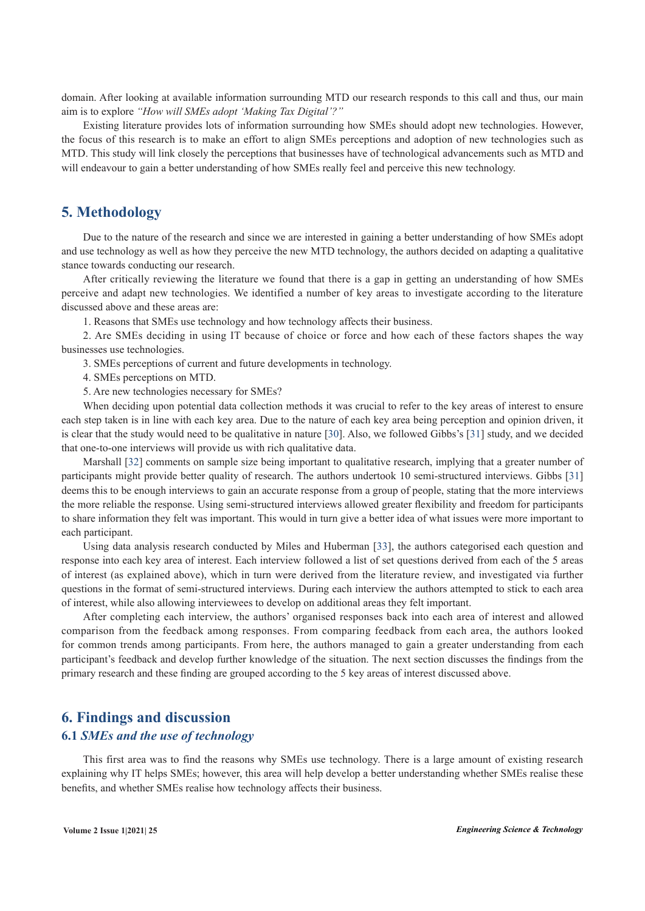domain. After looking at available information surrounding MTD our research responds to this call and thus, our main aim is to explore *"How will SMEs adopt 'Making Tax Digital'?"*

Existing literature provides lots of information surrounding how SMEs should adopt new technologies. However, the focus of this research is to make an effort to align SMEs perceptions and adoption of new technologies such as MTD. This study will link closely the perceptions that businesses have of technological advancements such as MTD and will endeavour to gain a better understanding of how SMEs really feel and perceive this new technology.

## 5. Methodology

Due to the nature of the research and since we are interested in gaining a better understanding of how SMEs adopt and use technology as well as how they perceive the new MTD technology, the authors decided on adapting a qualitative stance towards conducting our research.

After critically reviewing the literature we found that there is a gap in getting an understanding of how SMEs perceive and adapt new technologies. We identified a number of key areas to investigate according to the literature discussed above and these areas are:

1. Reasons that SMEs use technology and how technology affects their business.
2. Are SMEs deciding in using IT because of choice or force and how each of these factors shapes the way businesses use technologies.
3. SMEs perceptions of current and future developments in technology.
4. SMEs perceptions on MTD.
5. Are new technologies necessary for SMEs?

When deciding upon potential data collection methods it was crucial to refer to the key areas of interest to ensure each step taken is in line with each key area. Due to the nature of each key area being perception and opinion driven, it is clear that the study would need to be qualitative in nature [30]. Also, we followed Gibbs's [31] study, and we decided that one-to-one interviews will provide us with rich qualitative data.

Marshall [32] comments on sample size being important to qualitative research, implying that a greater number of participants might provide better quality of research. The authors undertook 10 semi-structured interviews. Gibbs [31] deems this to be enough interviews to gain an accurate response from a group of people, stating that the more interviews the more reliable the response. Using semi-structured interviews allowed greater flexibility and freedom for participants to share information they felt was important. This would in turn give a better idea of what issues were more important to each participant.

Using data analysis research conducted by Miles and Huberman [33], the authors categorised each question and response into each key area of interest. Each interview followed a list of set questions derived from each of the 5 areas of interest (as explained above), which in turn were derived from the literature review, and investigated via further questions in the format of semi-structured interviews. During each interview the authors attempted to stick to each area of interest, while also allowing interviewees to develop on additional areas they felt important.

After completing each interview, the authors' organised responses back into each area of interest and allowed comparison from the feedback among responses. From comparing feedback from each area, the authors looked for common trends among participants. From here, the authors managed to gain a greater understanding from each participant's feedback and develop further knowledge of the situation. The next section discusses the findings from the primary research and these finding are grouped according to the 5 key areas of interest discussed above.

## 6. Findings and discussion

### 6.1 *SMEs and the use of technology*

This first area was to find the reasons why SMEs use technology. There is a large amount of existing research explaining why IT helps SMEs; however, this area will help develop a better understanding whether SMEs realise these benefits, and whether SMEs realise how technology affects their business.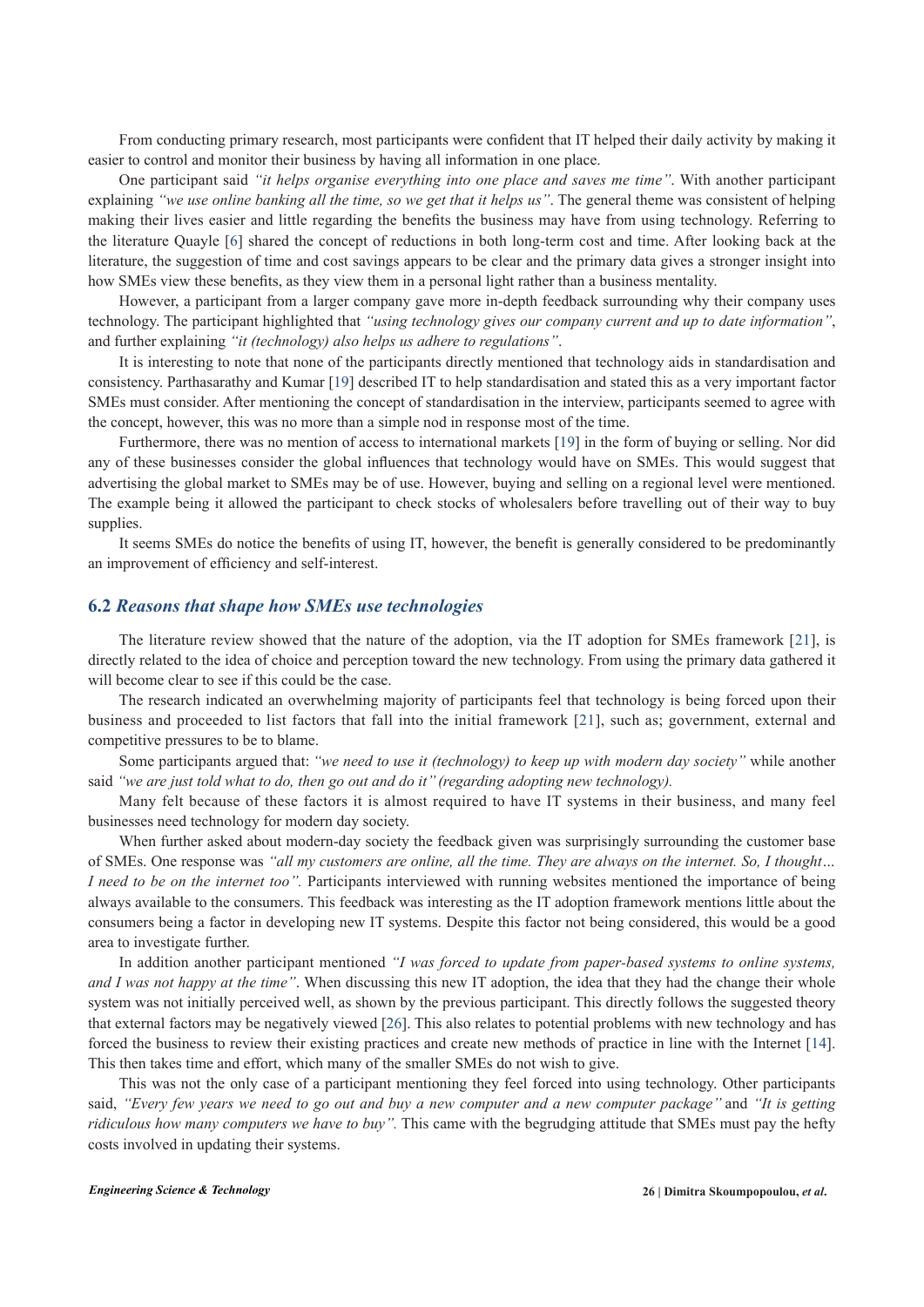From conducting primary research, most participants were confident that IT helped their daily activity by making it easier to control and monitor their business by having all information in one place.

One participant said *"it helps organise everything into one place and saves me time"*. With another participant explaining *"we use online banking all the time, so we get that it helps us"*. The general theme was consistent of helping making their lives easier and little regarding the benefits the business may have from using technology. Referring to the literature Quayle [6] shared the concept of reductions in both long-term cost and time. After looking back at the literature, the suggestion of time and cost savings appears to be clear and the primary data gives a stronger insight into how SMEs view these benefits, as they view them in a personal light rather than a business mentality.

However, a participant from a larger company gave more in-depth feedback surrounding why their company uses technology. The participant highlighted that *"using technology gives our company current and up to date information"*, and further explaining *"it (technology) also helps us adhere to regulations"*.

It is interesting to note that none of the participants directly mentioned that technology aids in standardisation and consistency. Parthasarathy and Kumar [19] described IT to help standardisation and stated this as a very important factor SMEs must consider. After mentioning the concept of standardisation in the interview, participants seemed to agree with the concept, however, this was no more than a simple nod in response most of the time.

Furthermore, there was no mention of access to international markets [19] in the form of buying or selling. Nor did any of these businesses consider the global influences that technology would have on SMEs. This would suggest that advertising the global market to SMEs may be of use. However, buying and selling on a regional level were mentioned. The example being it allowed the participant to check stocks of wholesalers before travelling out of their way to buy supplies.

It seems SMEs do notice the benefits of using IT, however, the benefit is generally considered to be predominantly an improvement of efficiency and self-interest.

## 6.2 *Reasons that shape how SMEs use technologies*

The literature review showed that the nature of the adoption, via the IT adoption for SMEs framework [21], is directly related to the idea of choice and perception toward the new technology. From using the primary data gathered it will become clear to see if this could be the case.

The research indicated an overwhelming majority of participants feel that technology is being forced upon their business and proceeded to list factors that fall into the initial framework [21], such as; government, external and competitive pressures to be to blame.

Some participants argued that: *"we need to use it (technology) to keep up with modern day society"* while another said *"we are just told what to do, then go out and do it" (regarding adopting new technology).*

Many felt because of these factors it is almost required to have IT systems in their business, and many feel businesses need technology for modern day society.

When further asked about modern-day society the feedback given was surprisingly surrounding the customer base of SMEs. One response was *"all my customers are online, all the time. They are always on the internet. So, I thought… I need to be on the internet too".* Participants interviewed with running websites mentioned the importance of being always available to the consumers. This feedback was interesting as the IT adoption framework mentions little about the consumers being a factor in developing new IT systems. Despite this factor not being considered, this would be a good area to investigate further.

In addition another participant mentioned *"I was forced to update from paper-based systems to online systems, and I was not happy at the time"*. When discussing this new IT adoption, the idea that they had the change their whole system was not initially perceived well, as shown by the previous participant. This directly follows the suggested theory that external factors may be negatively viewed [26]. This also relates to potential problems with new technology and has forced the business to review their existing practices and create new methods of practice in line with the Internet [14]. This then takes time and effort, which many of the smaller SMEs do not wish to give.

This was not the only case of a participant mentioning they feel forced into using technology. Other participants said, *"Every few years we need to go out and buy a new computer and a new computer package"* and *"It is getting ridiculous how many computers we have to buy".* This came with the begrudging attitude that SMEs must pay the hefty costs involved in updating their systems.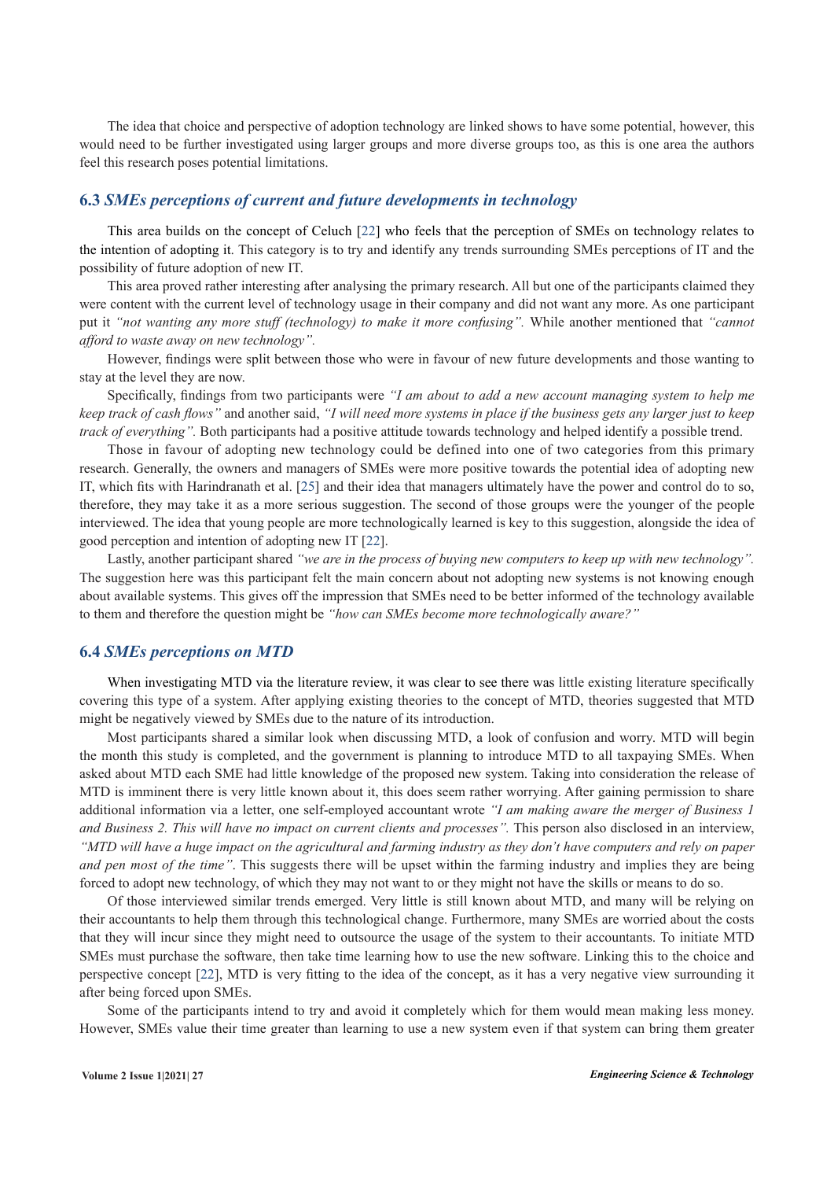The idea that choice and perspective of adoption technology are linked shows to have some potential, however, this would need to be further investigated using larger groups and more diverse groups too, as this is one area the authors feel this research poses potential limitations.

## 6.3 *SMEs perceptions of current and future developments in technology*

This area builds on the concept of Celuch [22] who feels that the perception of SMEs on technology relates to the intention of adopting it. This category is to try and identify any trends surrounding SMEs perceptions of IT and the possibility of future adoption of new IT.

This area proved rather interesting after analysing the primary research. All but one of the participants claimed they were content with the current level of technology usage in their company and did not want any more. As one participant put it *"not wanting any more stuff (technology) to make it more confusing".* While another mentioned that *"cannot afford to waste away on new technology".*

However, findings were split between those who were in favour of new future developments and those wanting to stay at the level they are now.

Specifically, findings from two participants were *"I am about to add a new account managing system to help me keep track of cash flows"* and another said, *"I will need more systems in place if the business gets any larger just to keep track of everything".* Both participants had a positive attitude towards technology and helped identify a possible trend.

Those in favour of adopting new technology could be defined into one of two categories from this primary research. Generally, the owners and managers of SMEs were more positive towards the potential idea of adopting new IT, which fits with Harindranath et al. [25] and their idea that managers ultimately have the power and control do to so, therefore, they may take it as a more serious suggestion. The second of those groups were the younger of the people interviewed. The idea that young people are more technologically learned is key to this suggestion, alongside the idea of good perception and intention of adopting new IT [22].

Lastly, another participant shared *"we are in the process of buying new computers to keep up with new technology".* The suggestion here was this participant felt the main concern about not adopting new systems is not knowing enough about available systems. This gives off the impression that SMEs need to be better informed of the technology available to them and therefore the question might be *"how can SMEs become more technologically aware?"*

## 6.4 *SMEs perceptions on MTD*

When investigating MTD via the literature review, it was clear to see there was little existing literature specifically covering this type of a system. After applying existing theories to the concept of MTD, theories suggested that MTD might be negatively viewed by SMEs due to the nature of its introduction.

Most participants shared a similar look when discussing MTD, a look of confusion and worry. MTD will begin the month this study is completed, and the government is planning to introduce MTD to all taxpaying SMEs. When asked about MTD each SME had little knowledge of the proposed new system. Taking into consideration the release of MTD is imminent there is very little known about it, this does seem rather worrying. After gaining permission to share additional information via a letter, one self-employed accountant wrote *"I am making aware the merger of Business 1 and Business 2. This will have no impact on current clients and processes".* This person also disclosed in an interview, *"MTD will have a huge impact on the agricultural and farming industry as they don't have computers and rely on paper and pen most of the time".* This suggests there will be upset within the farming industry and implies they are being forced to adopt new technology, of which they may not want to or they might not have the skills or means to do so.

Of those interviewed similar trends emerged. Very little is still known about MTD, and many will be relying on their accountants to help them through this technological change. Furthermore, many SMEs are worried about the costs that they will incur since they might need to outsource the usage of the system to their accountants. To initiate MTD SMEs must purchase the software, then take time learning how to use the new software. Linking this to the choice and perspective concept [22], MTD is very fitting to the idea of the concept, as it has a very negative view surrounding it after being forced upon SMEs.

Some of the participants intend to try and avoid it completely which for them would mean making less money. However, SMEs value their time greater than learning to use a new system even if that system can bring them greater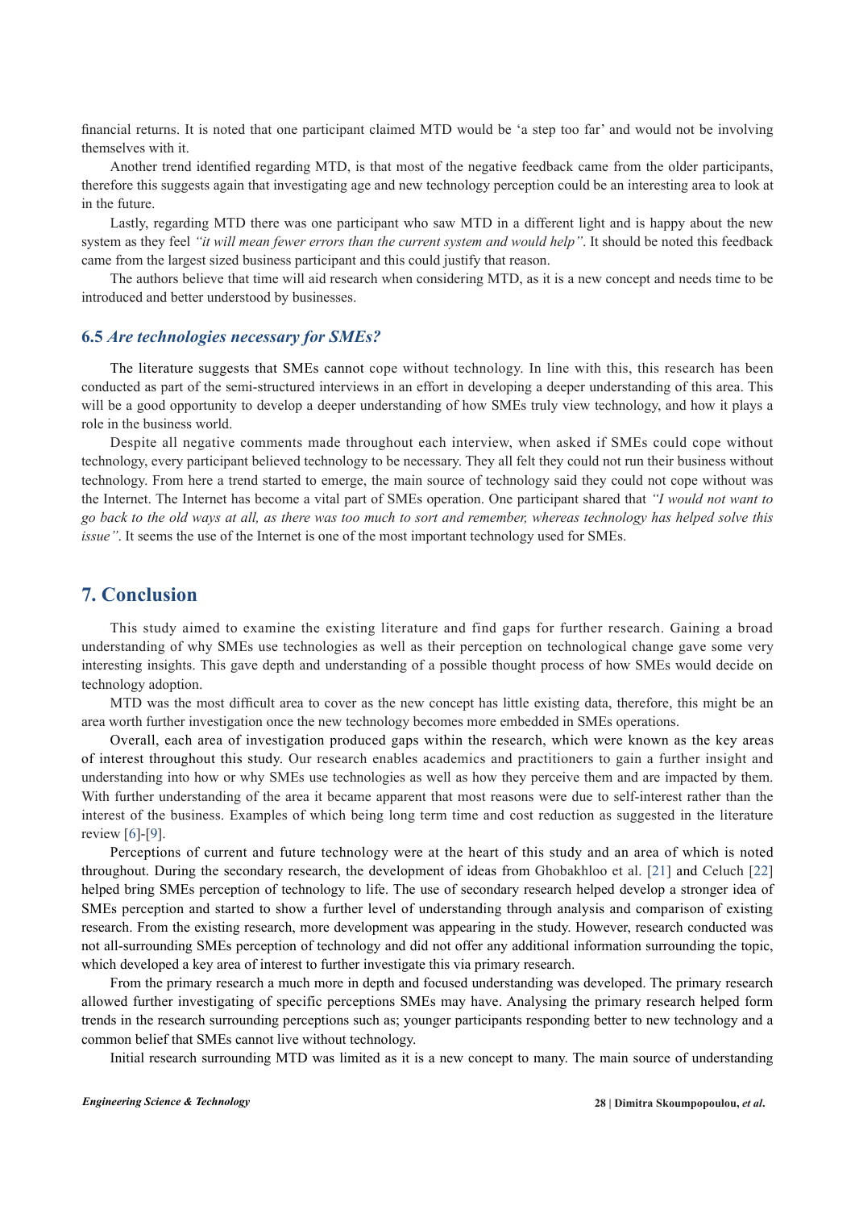financial returns. It is noted that one participant claimed MTD would be 'a step too far' and would not be involving themselves with it.

Another trend identified regarding MTD, is that most of the negative feedback came from the older participants, therefore this suggests again that investigating age and new technology perception could be an interesting area to look at in the future.

Lastly, regarding MTD there was one participant who saw MTD in a different light and is happy about the new system as they feel *"it will mean fewer errors than the current system and would help"*. It should be noted this feedback came from the largest sized business participant and this could justify that reason.

The authors believe that time will aid research when considering MTD, as it is a new concept and needs time to be introduced and better understood by businesses.

### 6.5 *Are technologies necessary for SMEs?*

The literature suggests that SMEs cannot cope without technology. In line with this, this research has been conducted as part of the semi-structured interviews in an effort in developing a deeper understanding of this area. This will be a good opportunity to develop a deeper understanding of how SMEs truly view technology, and how it plays a role in the business world.

Despite all negative comments made throughout each interview, when asked if SMEs could cope without technology, every participant believed technology to be necessary. They all felt they could not run their business without technology. From here a trend started to emerge, the main source of technology said they could not cope without was the Internet. The Internet has become a vital part of SMEs operation. One participant shared that *"I would not want to go back to the old ways at all, as there was too much to sort and remember, whereas technology has helped solve this issue"*. It seems the use of the Internet is one of the most important technology used for SMEs.

## 7. Conclusion

This study aimed to examine the existing literature and find gaps for further research. Gaining a broad understanding of why SMEs use technologies as well as their perception on technological change gave some very interesting insights. This gave depth and understanding of a possible thought process of how SMEs would decide on technology adoption.

MTD was the most difficult area to cover as the new concept has little existing data, therefore, this might be an area worth further investigation once the new technology becomes more embedded in SMEs operations.

Overall, each area of investigation produced gaps within the research, which were known as the key areas of interest throughout this study. Our research enables academics and practitioners to gain a further insight and understanding into how or why SMEs use technologies as well as how they perceive them and are impacted by them. With further understanding of the area it became apparent that most reasons were due to self-interest rather than the interest of the business. Examples of which being long term time and cost reduction as suggested in the literature review [6]-[9].

Perceptions of current and future technology were at the heart of this study and an area of which is noted throughout. During the secondary research, the development of ideas from Ghobakhloo et al. [21] and Celuch [22] helped bring SMEs perception of technology to life. The use of secondary research helped develop a stronger idea of SMEs perception and started to show a further level of understanding through analysis and comparison of existing research. From the existing research, more development was appearing in the study. However, research conducted was not all-surrounding SMEs perception of technology and did not offer any additional information surrounding the topic, which developed a key area of interest to further investigate this via primary research.

From the primary research a much more in depth and focused understanding was developed. The primary research allowed further investigating of specific perceptions SMEs may have. Analysing the primary research helped form trends in the research surrounding perceptions such as; younger participants responding better to new technology and a common belief that SMEs cannot live without technology.

Initial research surrounding MTD was limited as it is a new concept to many. The main source of understanding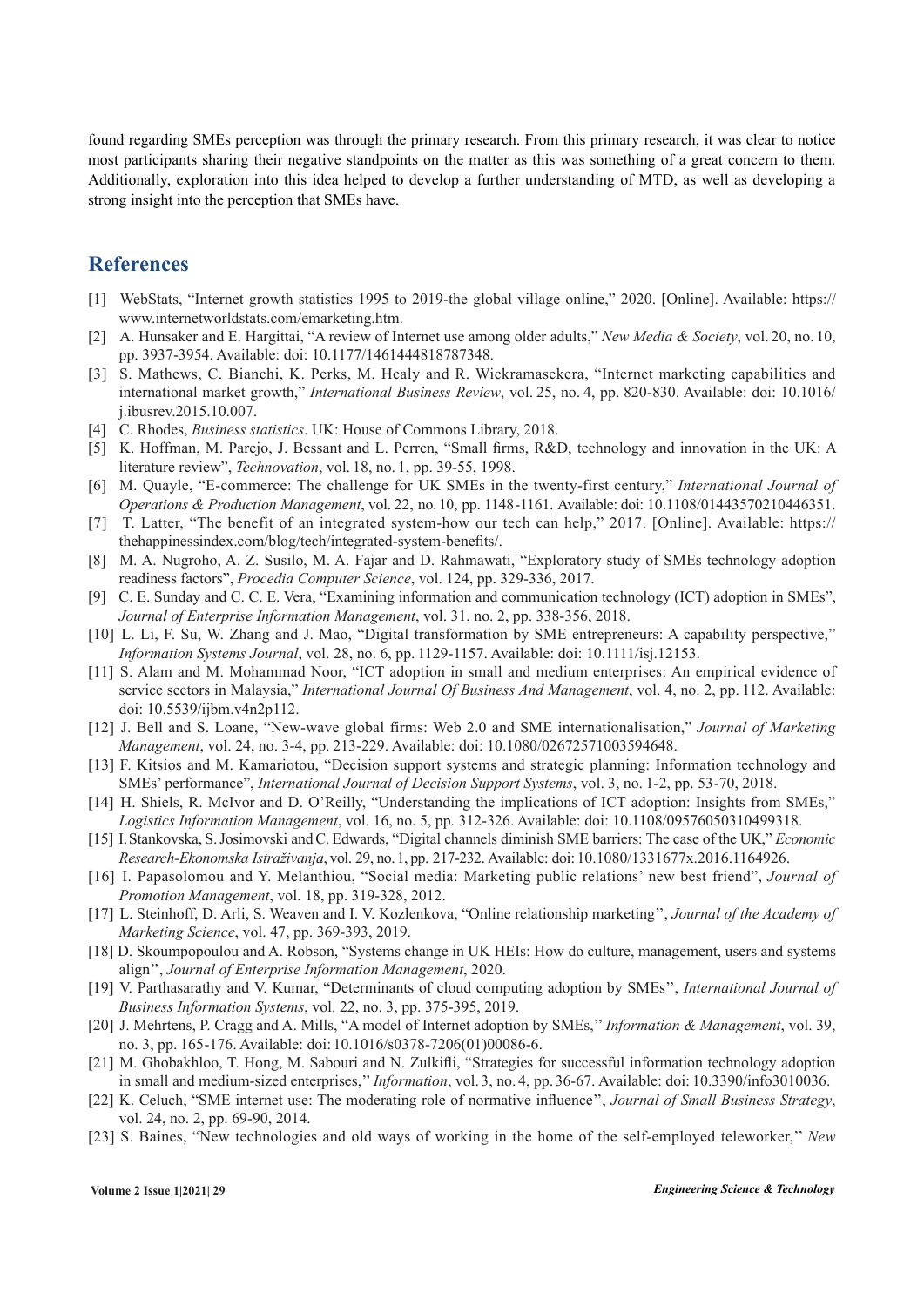found regarding SMEs perception was through the primary research. From this primary research, it was clear to notice most participants sharing their negative standpoints on the matter as this was something of a great concern to them. Additionally, exploration into this idea helped to develop a further understanding of MTD, as well as developing a strong insight into the perception that SMEs have.

## References

[1] WebStats, "Internet growth statistics 1995 to 2019-the global village online," 2020. [Online]. Available: https://www.internetworldstats.com/emarketing.htm.

[2] A. Hunsaker and E. Hargittai, "A review of Internet use among older adults," *New Media & Society*, vol. 20, no. 10, pp. 3937-3954. Available: doi: 10.1177/1461444818787348.

[3] S. Mathews, C. Bianchi, K. Perks, M. Healy and R. Wickramasekera, "Internet marketing capabilities and international market growth," *International Business Review*, vol. 25, no. 4, pp. 820-830. Available: doi: 10.1016/j.ibusrev.2015.10.007.

[4] C. Rhodes, *Business statistics*. UK: House of Commons Library, 2018.

[5] K. Hoffman, M. Parejo, J. Bessant and L. Perren, "Small firms, R&D, technology and innovation in the UK: A literature review", *Technovation*, vol. 18, no. 1, pp. 39-55, 1998.

[6] M. Quayle, "E-commerce: The challenge for UK SMEs in the twenty-first century," *International Journal of Operations & Production Management*, vol. 22, no. 10, pp. 1148-1161. Available: doi: 10.1108/01443570210446351.

[7] T. Latter, "The benefit of an integrated system-how our tech can help," 2017. [Online]. Available: https://thehappinessindex.com/blog/tech/integrated-system-benefits/.

[8] M. A. Nugroho, A. Z. Susilo, M. A. Fajar and D. Rahmawati, "Exploratory study of SMEs technology adoption readiness factors", *Procedia Computer Science*, vol. 124, pp. 329-336, 2017.

[9] C. E. Sunday and C. C. E. Vera, "Examining information and communication technology (ICT) adoption in SMEs", *Journal of Enterprise Information Management*, vol. 31, no. 2, pp. 338-356, 2018.

[10] L. Li, F. Su, W. Zhang and J. Mao, "Digital transformation by SME entrepreneurs: A capability perspective," *Information Systems Journal*, vol. 28, no. 6, pp. 1129-1157. Available: doi: 10.1111/isj.12153.

[11] S. Alam and M. Mohammad Noor, "ICT adoption in small and medium enterprises: An empirical evidence of service sectors in Malaysia," *International Journal Of Business And Management*, vol. 4, no. 2, pp. 112. Available: doi: 10.5539/ijbm.v4n2p112.

[12] J. Bell and S. Loane, "New-wave global firms: Web 2.0 and SME internationalisation," *Journal of Marketing Management*, vol. 24, no. 3-4, pp. 213-229. Available: doi: 10.1080/02672571003594648.

[13] F. Kitsios and M. Kamariotou, "Decision support systems and strategic planning: Information technology and SMEs' performance", *International Journal of Decision Support Systems*, vol. 3, no. 1-2, pp. 53-70, 2018.

[14] H. Shiels, R. McIvor and D. O'Reilly, "Understanding the implications of ICT adoption: Insights from SMEs," *Logistics Information Management*, vol. 16, no. 5, pp. 312-326. Available: doi: 10.1108/09576050310499318.

[15] I. Stankovska, S. Josimovski and C. Edwards, "Digital channels diminish SME barriers: The case of the UK," *Economic Research-Ekonomska Istraživanja*, vol. 29, no. 1, pp. 217-232. Available: doi: 10.1080/1331677x.2016.1164926.

[16] I. Papasolomou and Y. Melanthiou, "Social media: Marketing public relations' new best friend", *Journal of Promotion Management*, vol. 18, pp. 319-328, 2012.

[17] L. Steinhoff, D. Arli, S. Weaven and I. V. Kozlenkova, "Online relationship marketing'', *Journal of the Academy of Marketing Science*, vol. 47, pp. 369-393, 2019.

[18] D. Skoumpopoulou and A. Robson, "Systems change in UK HEIs: How do culture, management, users and systems align'', *Journal of Enterprise Information Management*, 2020.

[19] V. Parthasarathy and V. Kumar, "Determinants of cloud computing adoption by SMEs'', *International Journal of Business Information Systems*, vol. 22, no. 3, pp. 375-395, 2019.

[20] J. Mehrtens, P. Cragg and A. Mills, "A model of Internet adoption by SMEs,'' *Information & Management*, vol. 39, no. 3, pp. 165-176. Available: doi: 10.1016/s0378-7206(01)00086-6.

[21] M. Ghobakhloo, T. Hong, M. Sabouri and N. Zulkifli, "Strategies for successful information technology adoption in small and medium-sized enterprises,'' *Information*, vol. 3, no. 4, pp. 36-67. Available: doi: 10.3390/info3010036.

[22] K. Celuch, "SME internet use: The moderating role of normative influence'', *Journal of Small Business Strategy*, vol. 24, no. 2, pp. 69-90, 2014.

[23] S. Baines, "New technologies and old ways of working in the home of the self-employed teleworker,'' *New*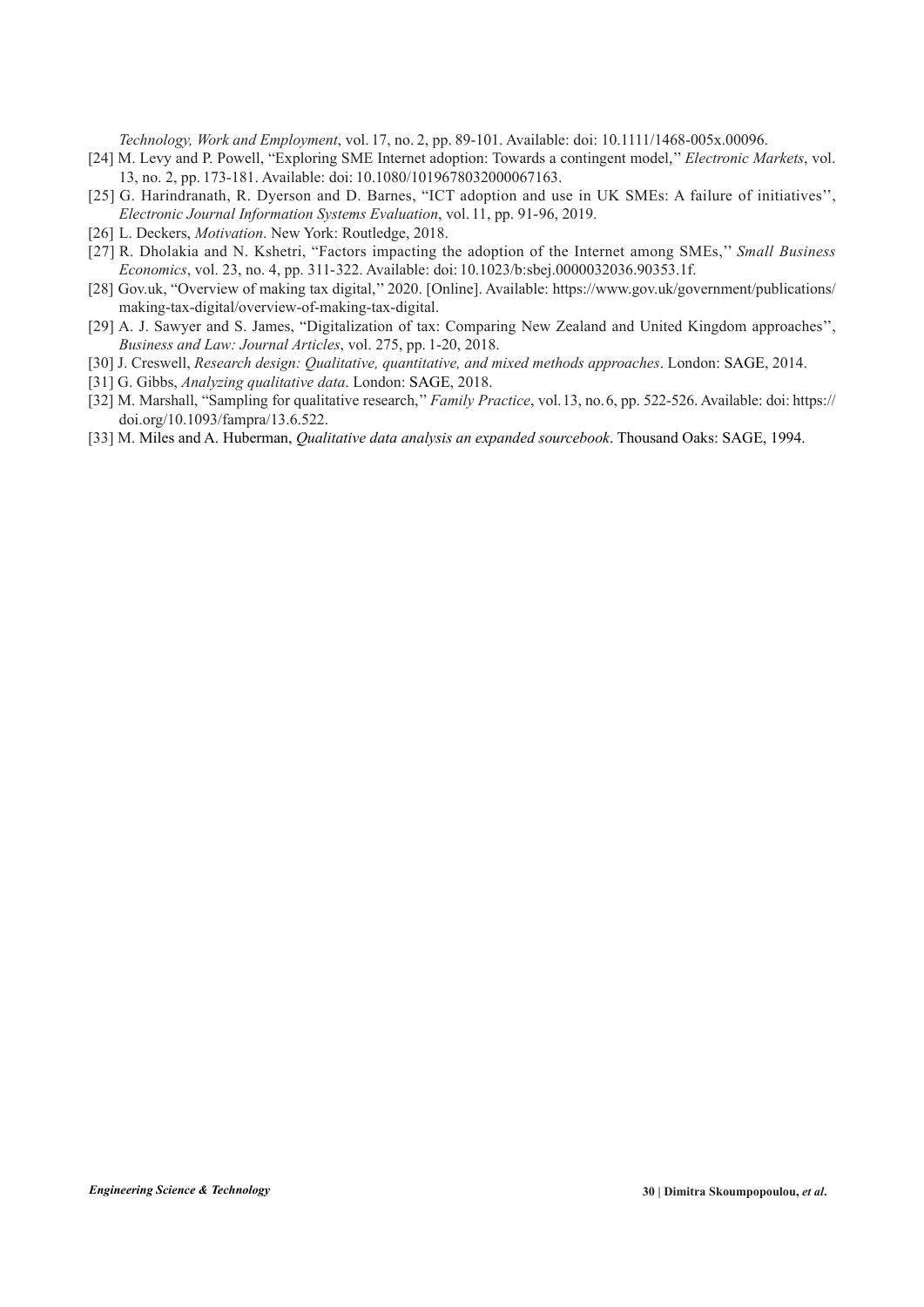*Technology, Work and Employment*, vol. 17, no. 2, pp. 89-101. Available: doi: 10.1111/1468-005x.00096.

[24] M. Levy and P. Powell, "Exploring SME Internet adoption: Towards a contingent model," *Electronic Markets*, vol. 13, no. 2, pp. 173-181. Available: doi: 10.1080/1019678032000067163.

[25] G. Harindranath, R. Dyerson and D. Barnes, "ICT adoption and use in UK SMEs: A failure of initiatives'', *Electronic Journal Information Systems Evaluation*, vol. 11, pp. 91-96, 2019.

[26] L. Deckers, *Motivation*. New York: Routledge, 2018.

[27] R. Dholakia and N. Kshetri, "Factors impacting the adoption of the Internet among SMEs,'' *Small Business Economics*, vol. 23, no. 4, pp. 311-322. Available: doi: 10.1023/b:sbej.0000032036.90353.1f.

[28] Gov.uk, "Overview of making tax digital,'' 2020. [Online]. Available: https://www.gov.uk/government/publications/making-tax-digital/overview-of-making-tax-digital.

[29] A. J. Sawyer and S. James, "Digitalization of tax: Comparing New Zealand and United Kingdom approaches'', *Business and Law: Journal Articles*, vol. 275, pp. 1-20, 2018.

[30] J. Creswell, *Research design: Qualitative, quantitative, and mixed methods approaches*. London: SAGE, 2014.

[31] G. Gibbs, *Analyzing qualitative data*. London: SAGE, 2018.

[32] M. Marshall, "Sampling for qualitative research,'' *Family Practice*, vol. 13, no. 6, pp. 522-526. Available: doi: https://doi.org/10.1093/fampra/13.6.522.

[33] M. Miles and A. Huberman, *Qualitative data analysis an expanded sourcebook*. Thousand Oaks: SAGE, 1994.